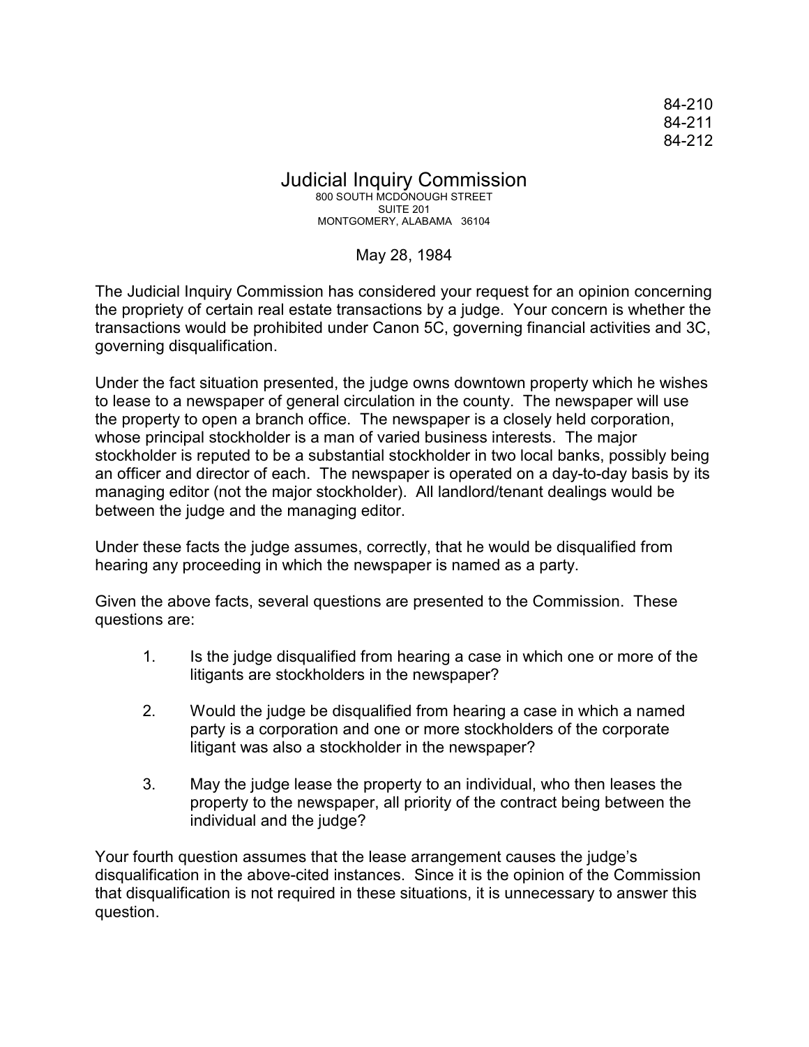84-210
84-211
84-212

# Judicial Inquiry Commission

800 SOUTH MCDONOUGH STREET
SUITE 201
MONTGOMERY, ALABAMA 36104

May 28, 1984

The Judicial Inquiry Commission has considered your request for an opinion concerning the propriety of certain real estate transactions by a judge. Your concern is whether the transactions would be prohibited under Canon 5C, governing financial activities and 3C, governing disqualification.

Under the fact situation presented, the judge owns downtown property which he wishes to lease to a newspaper of general circulation in the county. The newspaper will use the property to open a branch office. The newspaper is a closely held corporation, whose principal stockholder is a man of varied business interests. The major stockholder is reputed to be a substantial stockholder in two local banks, possibly being an officer and director of each. The newspaper is operated on a day-to-day basis by its managing editor (not the major stockholder). All landlord/tenant dealings would be between the judge and the managing editor.

Under these facts the judge assumes, correctly, that he would be disqualified from hearing any proceeding in which the newspaper is named as a party.

Given the above facts, several questions are presented to the Commission. These questions are:

1. Is the judge disqualified from hearing a case in which one or more of the litigants are stockholders in the newspaper?

2. Would the judge be disqualified from hearing a case in which a named party is a corporation and one or more stockholders of the corporate litigant was also a stockholder in the newspaper?

3. May the judge lease the property to an individual, who then leases the property to the newspaper, all priority of the contract being between the individual and the judge?

Your fourth question assumes that the lease arrangement causes the judge's disqualification in the above-cited instances. Since it is the opinion of the Commission that disqualification is not required in these situations, it is unnecessary to answer this question.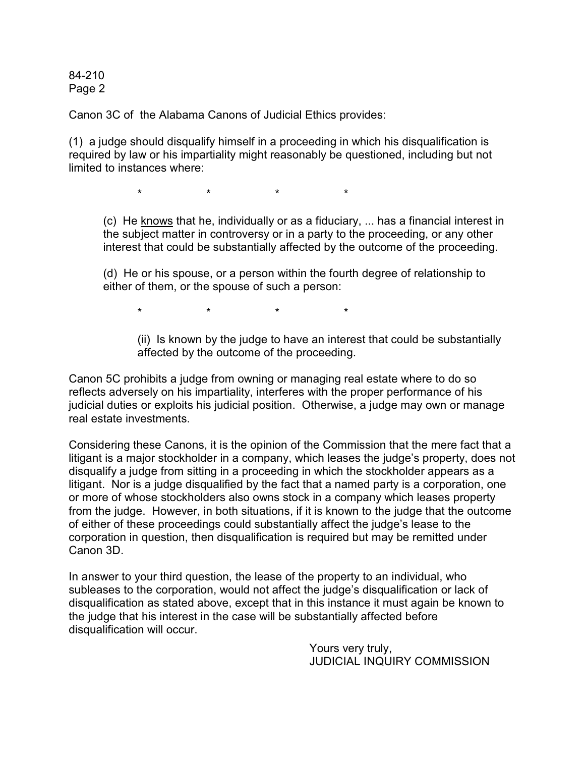Canon 3C of the Alabama Canons of Judicial Ethics provides:

(1) a judge should disqualify himself in a proceeding in which his disqualification is required by law or his impartiality might reasonably be questioned, including but not limited to instances where:

\* \* \* \*

> (c) He <u>knows</u> that he, individually or as a fiduciary, ... has a financial interest in the subject matter in controversy or in a party to the proceeding, or any other interest that could be substantially affected by the outcome of the proceeding.
>
> (d) He or his spouse, or a person within the fourth degree of relationship to either of them, or the spouse of such a person:
>
> \* \* \* \*
>
> > (ii) Is known by the judge to have an interest that could be substantially affected by the outcome of the proceeding.

Canon 5C prohibits a judge from owning or managing real estate where to do so reflects adversely on his impartiality, interferes with the proper performance of his judicial duties or exploits his judicial position. Otherwise, a judge may own or manage real estate investments.

Considering these Canons, it is the opinion of the Commission that the mere fact that a litigant is a major stockholder in a company, which leases the judge's property, does not disqualify a judge from sitting in a proceeding in which the stockholder appears as a litigant. Nor is a judge disqualified by the fact that a named party is a corporation, one or more of whose stockholders also owns stock in a company which leases property from the judge. However, in both situations, if it is known to the judge that the outcome of either of these proceedings could substantially affect the judge's lease to the corporation in question, then disqualification is required but may be remitted under Canon 3D.

In answer to your third question, the lease of the property to an individual, who subleases to the corporation, would not affect the judge's disqualification or lack of disqualification as stated above, except that in this instance it must again be known to the judge that his interest in the case will be substantially affected before disqualification will occur.

Yours very truly,
JUDICIAL INQUIRY COMMISSION